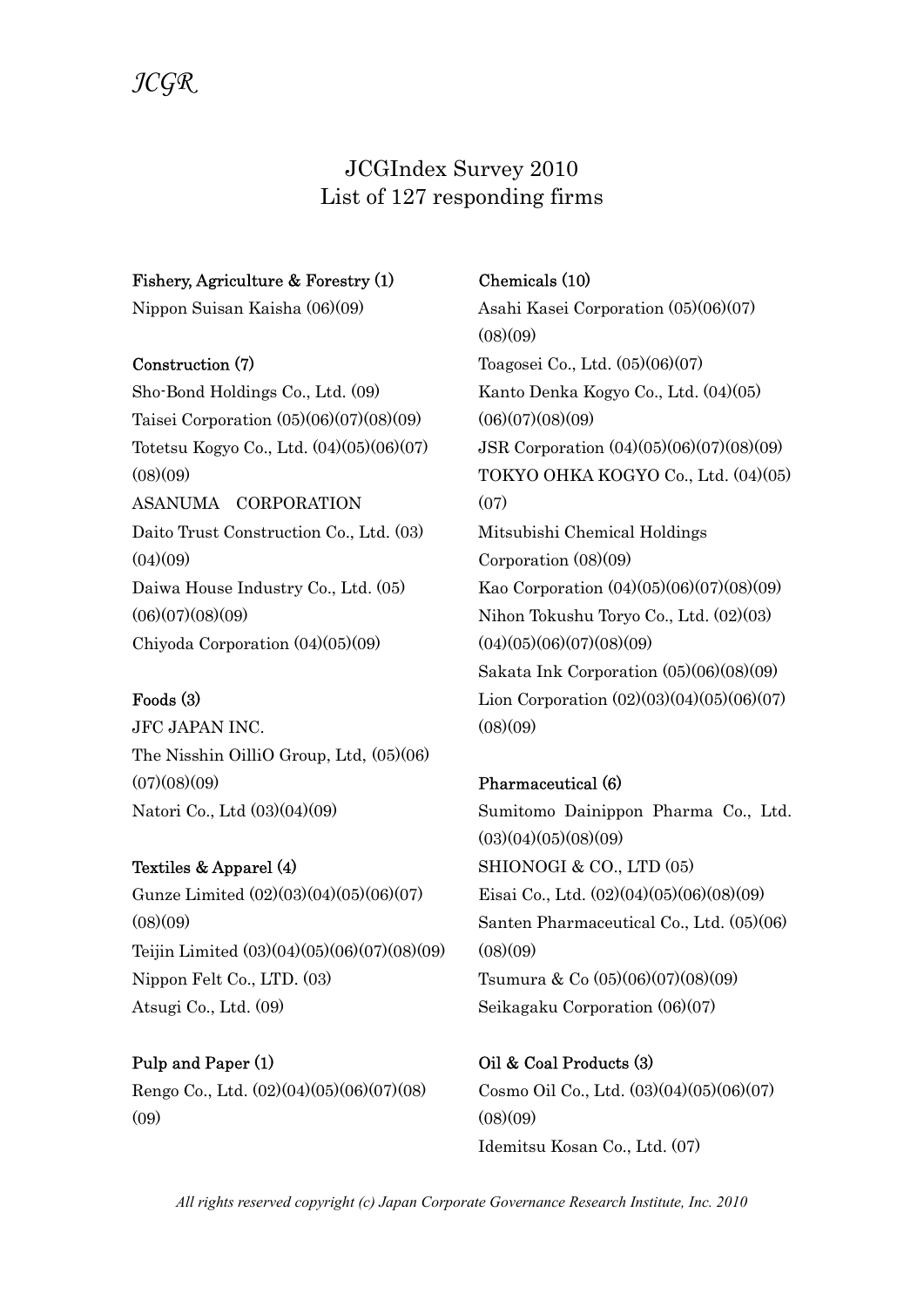# JCGIndex Survey 2010
## List of 127 responding firms

**Fishery, Agriculture & Forestry (1)**

Nippon Suisan Kaisha (06)(09)

**Construction (7)**

Sho-Bond Holdings Co., Ltd. (09)
Taisei Corporation (05)(06)(07)(08)(09)
Totetsu Kogyo Co., Ltd. (04)(05)(06)(07)(08)(09)
ASANUMA　CORPORATION
Daito Trust Construction Co., Ltd. (03)(04)(09)
Daiwa House Industry Co., Ltd. (05)(06)(07)(08)(09)
Chiyoda Corporation (04)(05)(09)

**Foods (3)**

JFC JAPAN INC.
The Nisshin OilliO Group, Ltd, (05)(06)(07)(08)(09)
Natori Co., Ltd (03)(04)(09)

**Textiles & Apparel (4)**

Gunze Limited (02)(03)(04)(05)(06)(07)(08)(09)
Teijin Limited (03)(04)(05)(06)(07)(08)(09)
Nippon Felt Co., LTD. (03)
Atsugi Co., Ltd. (09)

**Pulp and Paper (1)**

Rengo Co., Ltd. (02)(04)(05)(06)(07)(08)(09)

**Chemicals (10)**

Asahi Kasei Corporation (05)(06)(07)(08)(09)
Toagosei Co., Ltd. (05)(06)(07)
Kanto Denka Kogyo Co., Ltd. (04)(05)(06)(07)(08)(09)
JSR Corporation (04)(05)(06)(07)(08)(09)
TOKYO OHKA KOGYO Co., Ltd. (04)(05)(07)
Mitsubishi Chemical Holdings Corporation (08)(09)
Kao Corporation (04)(05)(06)(07)(08)(09)
Nihon Tokushu Toryo Co., Ltd. (02)(03)(04)(05)(06)(07)(08)(09)
Sakata Ink Corporation (05)(06)(08)(09)
Lion Corporation (02)(03)(04)(05)(06)(07)(08)(09)

**Pharmaceutical (6)**

Sumitomo Dainippon Pharma Co., Ltd. (03)(04)(05)(08)(09)
SHIONOGI & CO., LTD (05)
Eisai Co., Ltd. (02)(04)(05)(06)(08)(09)
Santen Pharmaceutical Co., Ltd. (05)(06)(08)(09)
Tsumura & Co (05)(06)(07)(08)(09)
Seikagaku Corporation (06)(07)

**Oil & Coal Products (3)**

Cosmo Oil Co., Ltd. (03)(04)(05)(06)(07)(08)(09)
Idemitsu Kosan Co., Ltd. (07)

*All rights reserved copyright (c) Japan Corporate Governance Research Institute, Inc. 2010*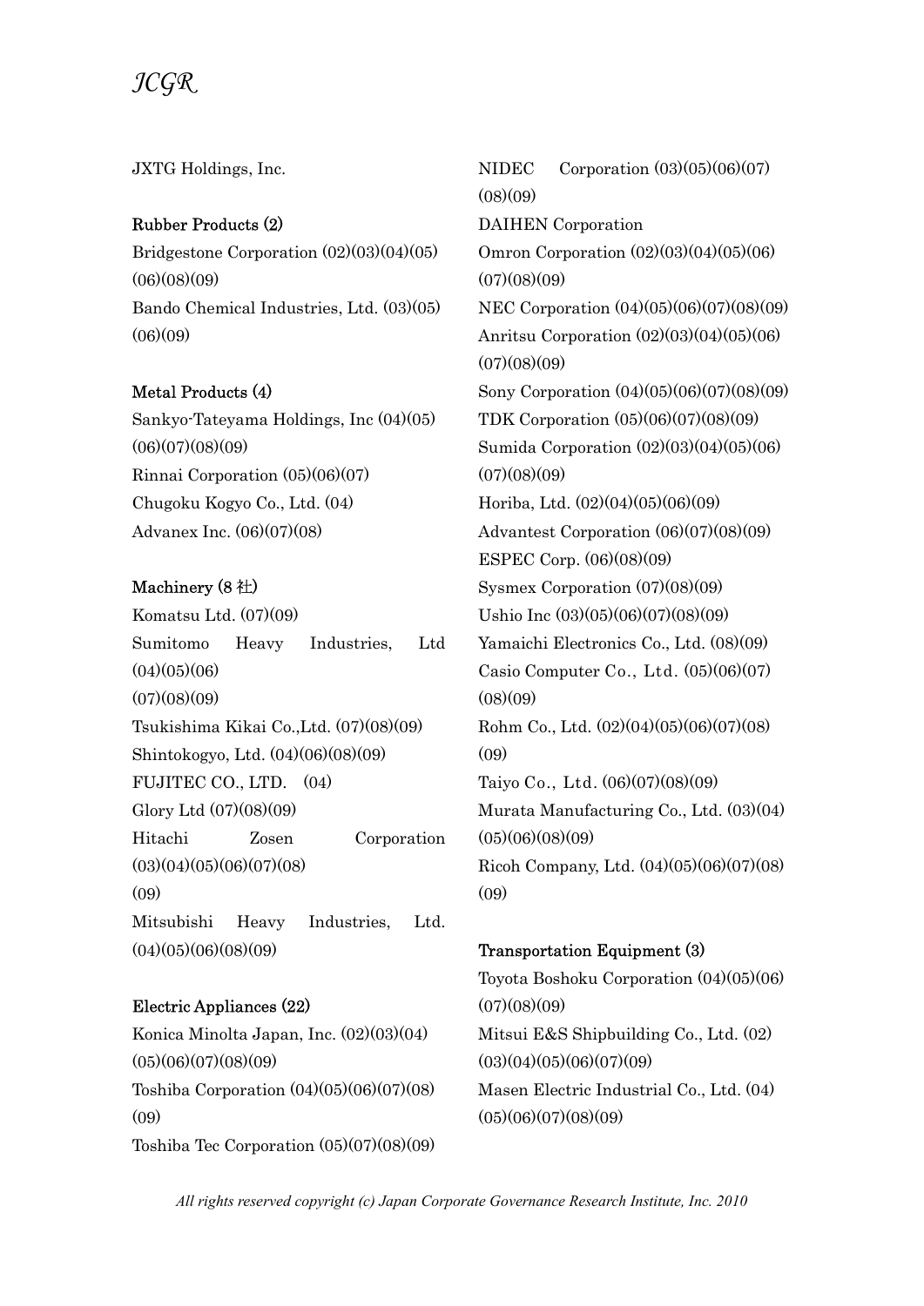JXTG Holdings, Inc.

**Rubber Products (2)**

Bridgestone Corporation (02)(03)(04)(05)(06)(08)(09)

Bando Chemical Industries, Ltd. (03)(05)(06)(09)

**Metal Products (4)**

Sankyo-Tateyama Holdings, Inc (04)(05)(06)(07)(08)(09)

Rinnai Corporation (05)(06)(07)

Chugoku Kogyo Co., Ltd. (04)

Advanex Inc. (06)(07)(08)

**Machinery (8 社)**

Komatsu Ltd. (07)(09)

Sumitomo Heavy Industries, Ltd (04)(05)(06)(07)(08)(09)

Tsukishima Kikai Co.,Ltd. (07)(08)(09)

Shintokogyo, Ltd. (04)(06)(08)(09)

FUJITEC CO., LTD.　(04)

Glory Ltd (07)(08)(09)

Hitachi Zosen Corporation (03)(04)(05)(06)(07)(08)(09)

Mitsubishi Heavy Industries, Ltd. (04)(05)(06)(08)(09)

**Electric Appliances (22)**

Konica Minolta Japan, Inc. (02)(03)(04)(05)(06)(07)(08)(09)

Toshiba Corporation (04)(05)(06)(07)(08)(09)

Toshiba Tec Corporation (05)(07)(08)(09)

NIDEC Corporation (03)(05)(06)(07)(08)(09)

DAIHEN Corporation

Omron Corporation (02)(03)(04)(05)(06)(07)(08)(09)

NEC Corporation (04)(05)(06)(07)(08)(09)

Anritsu Corporation (02)(03)(04)(05)(06)(07)(08)(09)

Sony Corporation (04)(05)(06)(07)(08)(09)

TDK Corporation (05)(06)(07)(08)(09)

Sumida Corporation (02)(03)(04)(05)(06)(07)(08)(09)

Horiba, Ltd. (02)(04)(05)(06)(09)

Advantest Corporation (06)(07)(08)(09)

ESPEC Corp. (06)(08)(09)

Sysmex Corporation (07)(08)(09)

Ushio Inc (03)(05)(06)(07)(08)(09)

Yamaichi Electronics Co., Ltd. (08)(09)

Casio Computer Co., Ltd. (05)(06)(07)(08)(09)

Rohm Co., Ltd. (02)(04)(05)(06)(07)(08)(09)

Taiyo Co., Ltd. (06)(07)(08)(09)

Murata Manufacturing Co., Ltd. (03)(04)(05)(06)(08)(09)

Ricoh Company, Ltd. (04)(05)(06)(07)(08)(09)

**Transportation Equipment (3)**

Toyota Boshoku Corporation (04)(05)(06)(07)(08)(09)

Mitsui E&S Shipbuilding Co., Ltd. (02)(03)(04)(05)(06)(07)(09)

Masen Electric Industrial Co., Ltd. (04)(05)(06)(07)(08)(09)

*All rights reserved copyright (c) Japan Corporate Governance Research Institute, Inc. 2010*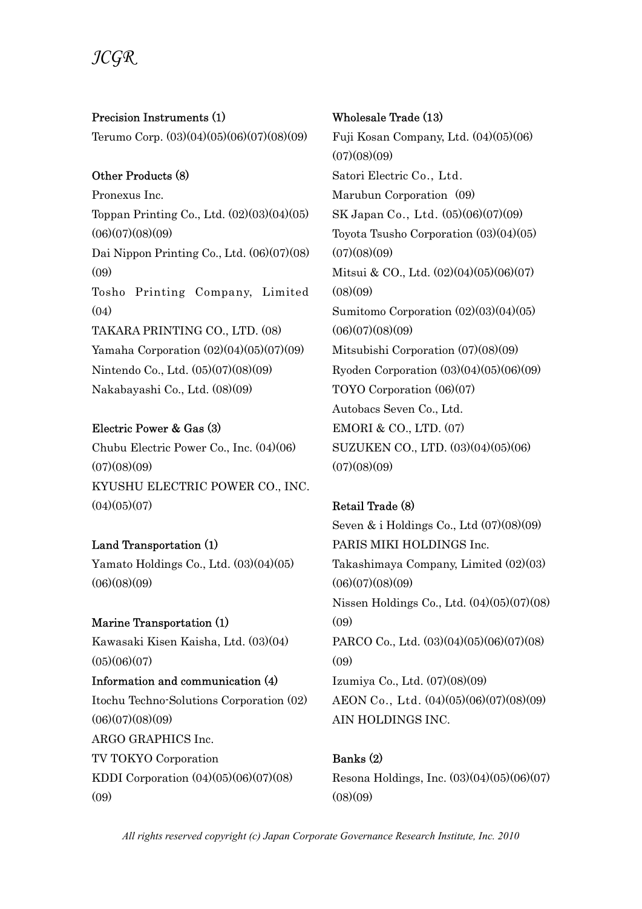### Precision Instruments (1)

Terumo Corp. (03)(04)(05)(06)(07)(08)(09)

### Other Products (8)

Pronexus Inc.
Toppan Printing Co., Ltd. (02)(03)(04)(05)(06)(07)(08)(09)
Dai Nippon Printing Co., Ltd. (06)(07)(08)(09)
Tosho Printing Company, Limited (04)
TAKARA PRINTING CO., LTD. (08)
Yamaha Corporation (02)(04)(05)(07)(09)
Nintendo Co., Ltd. (05)(07)(08)(09)
Nakabayashi Co., Ltd. (08)(09)

### Electric Power & Gas (3)

Chubu Electric Power Co., Inc. (04)(06)(07)(08)(09)
KYUSHU ELECTRIC POWER CO., INC. (04)(05)(07)

### Land Transportation (1)

Yamato Holdings Co., Ltd. (03)(04)(05)(06)(08)(09)

### Marine Transportation (1)

Kawasaki Kisen Kaisha, Ltd. (03)(04)(05)(06)(07)

### Information and communication (4)

Itochu Techno-Solutions Corporation (02)(06)(07)(08)(09)
ARGO GRAPHICS Inc.
TV TOKYO Corporation
KDDI Corporation (04)(05)(06)(07)(08)(09)

### Wholesale Trade (13)

Fuji Kosan Company, Ltd. (04)(05)(06)(07)(08)(09)
Satori Electric Co., Ltd.
Marubun Corporation (09)
SK Japan Co., Ltd. (05)(06)(07)(09)
Toyota Tsusho Corporation (03)(04)(05)(07)(08)(09)
Mitsui & CO., Ltd. (02)(04)(05)(06)(07)(08)(09)
Sumitomo Corporation (02)(03)(04)(05)(06)(07)(08)(09)
Mitsubishi Corporation (07)(08)(09)
Ryoden Corporation (03)(04)(05)(06)(09)
TOYO Corporation (06)(07)
Autobacs Seven Co., Ltd.
EMORI & CO., LTD. (07)
SUZUKEN CO., LTD. (03)(04)(05)(06)(07)(08)(09)

### Retail Trade (8)

Seven & i Holdings Co., Ltd (07)(08)(09)
PARIS MIKI HOLDINGS Inc.
Takashimaya Company, Limited (02)(03)(06)(07)(08)(09)
Nissen Holdings Co., Ltd. (04)(05)(07)(08)(09)
PARCO Co., Ltd. (03)(04)(05)(06)(07)(08)(09)
Izumiya Co., Ltd. (07)(08)(09)
AEON Co., Ltd. (04)(05)(06)(07)(08)(09)
AIN HOLDINGS INC.

### Banks (2)

Resona Holdings, Inc. (03)(04)(05)(06)(07)(08)(09)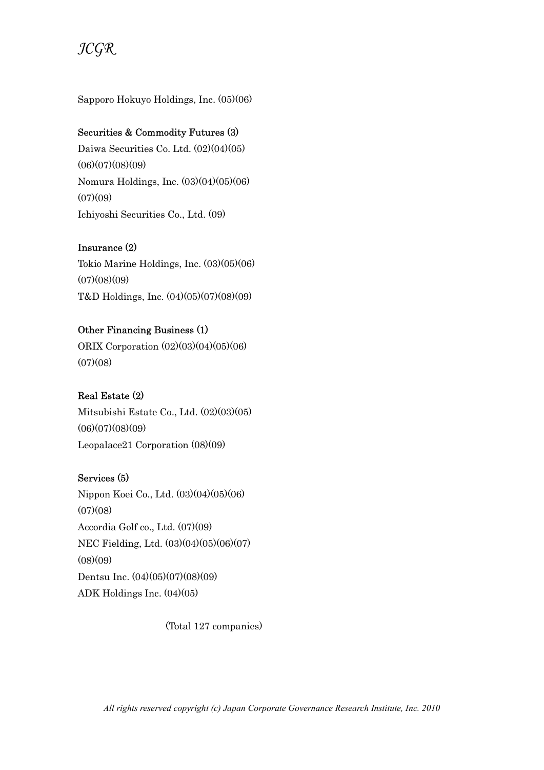Sapporo Hokuyo Holdings, Inc. (05)(06)

**Securities & Commodity Futures (3)**

Daiwa Securities Co. Ltd. (02)(04)(05)(06)(07)(08)(09)

Nomura Holdings, Inc. (03)(04)(05)(06)(07)(09)

Ichiyoshi Securities Co., Ltd. (09)

**Insurance (2)**

Tokio Marine Holdings, Inc. (03)(05)(06)(07)(08)(09)

T&D Holdings, Inc. (04)(05)(07)(08)(09)

**Other Financing Business (1)**

ORIX Corporation (02)(03)(04)(05)(06)(07)(08)

**Real Estate (2)**

Mitsubishi Estate Co., Ltd. (02)(03)(05)(06)(07)(08)(09)

Leopalace21 Corporation (08)(09)

**Services (5)**

Nippon Koei Co., Ltd. (03)(04)(05)(06)(07)(08)

Accordia Golf co., Ltd. (07)(09)

NEC Fielding, Ltd. (03)(04)(05)(06)(07)(08)(09)

Dentsu Inc. (04)(05)(07)(08)(09)

ADK Holdings Inc. (04)(05)

(Total 127 companies)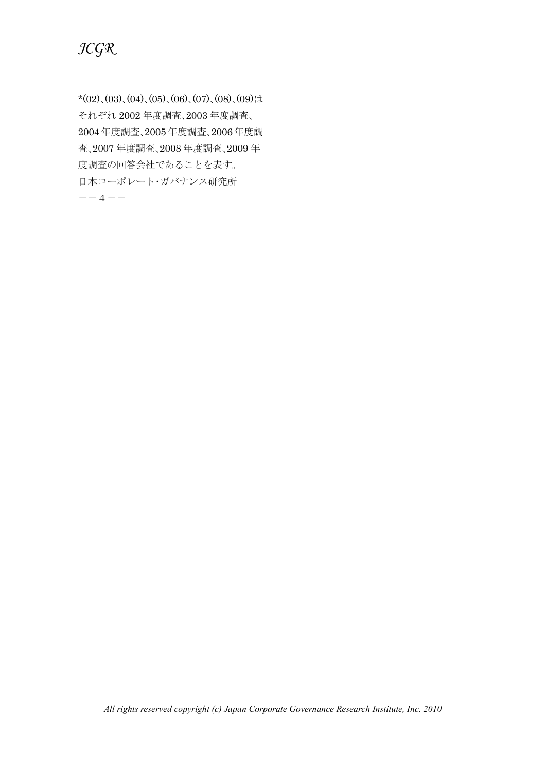*(02)、(03)、(04)、(05)、(06)、(07)、(08)、(09)はそれぞれ 2002 年度調査、2003 年度調査、2004 年度調査、2005 年度調査、2006 年度調査、2007 年度調査、2008 年度調査、2009 年度調査の回答会社であることを表す。

日本コーポレート・ガバナンス研究所